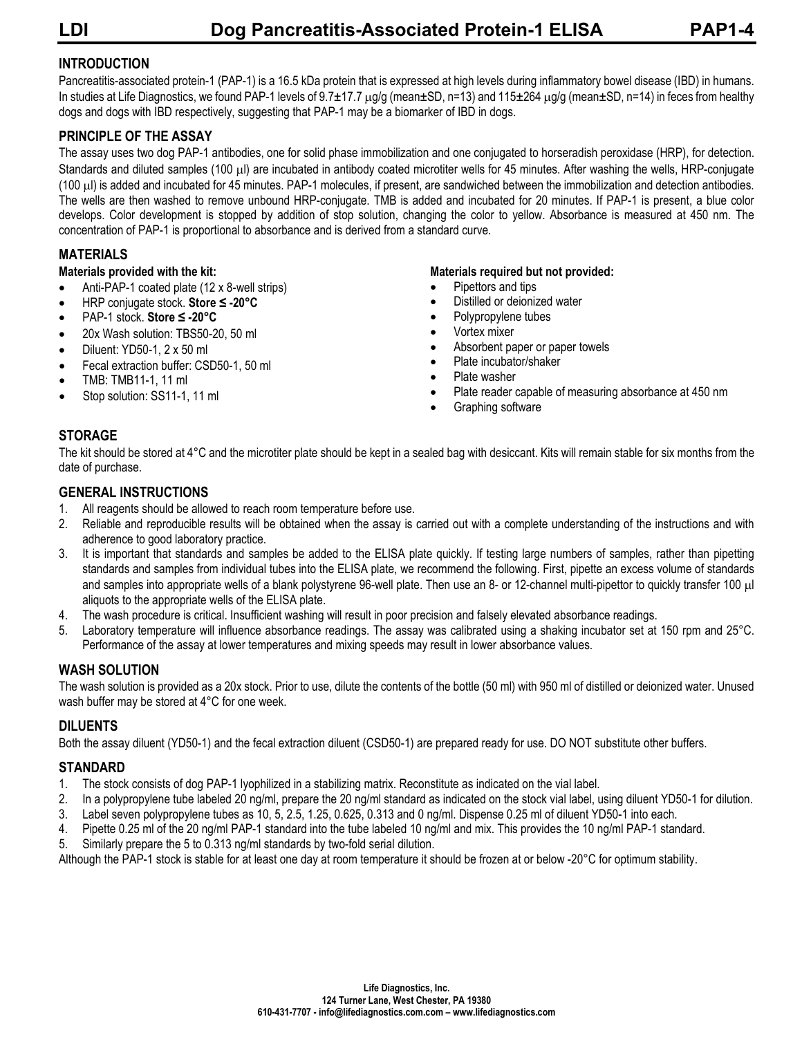# Dog Pancreatitis-Associated Protein-1 ELISA

## INTRODUCTION

Pancreatitis-associated protein-1 (PAP-1) is a 16.5 kDa protein that is expressed at high levels during inflammatory bowel disease (IBD) in humans. In studies at Life Diagnostics, we found PAP-1 levels of 9.7±17.7 μg/g (mean±SD, n=13) and 115±264 μg/g (mean±SD, n=14) in feces from healthy dogs and dogs with IBD respectively, suggesting that PAP-1 may be a biomarker of IBD in dogs.

## PRINCIPLE OF THE ASSAY

The assay uses two dog PAP-1 antibodies, one for solid phase immobilization and one conjugated to horseradish peroxidase (HRP), for detection. Standards and diluted samples (100 μl) are incubated in antibody coated microtiter wells for 45 minutes. After washing the wells, HRP-conjugate (100 μl) is added and incubated for 45 minutes. PAP-1 molecules, if present, are sandwiched between the immobilization and detection antibodies. The wells are then washed to remove unbound HRP-conjugate. TMB is added and incubated for 20 minutes. If PAP-1 is present, a blue color develops. Color development is stopped by addition of stop solution, changing the color to yellow. Absorbance is measured at 450 nm. The concentration of PAP-1 is proportional to absorbance and is derived from a standard curve.

## MATERIALS

### Materials provided with the kit:

- Anti-PAP-1 coated plate (12 x 8-well strips)
- HRP conjugate stock. **Store ≤ -20°C**
- PAP-1 stock. **Store ≤ -20°C**
- 20x Wash solution: TBS50-20, 50 ml
- Diluent: YD50-1, 2 x 50 ml
- Fecal extraction buffer: CSD50-1, 50 ml
- TMB: TMB11-1, 11 ml
- Stop solution: SS11-1, 11 ml

### Materials required but not provided:

- Pipettors and tips
- Distilled or deionized water
- Polypropylene tubes
- Vortex mixer
- Absorbent paper or paper towels
- Plate incubator/shaker
- Plate washer
- Plate reader capable of measuring absorbance at 450 nm
- Graphing software

## STORAGE

The kit should be stored at 4°C and the microtiter plate should be kept in a sealed bag with desiccant. Kits will remain stable for six months from the date of purchase.

## GENERAL INSTRUCTIONS

1. All reagents should be allowed to reach room temperature before use.
2. Reliable and reproducible results will be obtained when the assay is carried out with a complete understanding of the instructions and with adherence to good laboratory practice.
3. It is important that standards and samples be added to the ELISA plate quickly. If testing large numbers of samples, rather than pipetting standards and samples from individual tubes into the ELISA plate, we recommend the following. First, pipette an excess volume of standards and samples into appropriate wells of a blank polystyrene 96-well plate. Then use an 8- or 12-channel multi-pipettor to quickly transfer 100 μl aliquots to the appropriate wells of the ELISA plate.
4. The wash procedure is critical. Insufficient washing will result in poor precision and falsely elevated absorbance readings.
5. Laboratory temperature will influence absorbance readings. The assay was calibrated using a shaking incubator set at 150 rpm and 25°C. Performance of the assay at lower temperatures and mixing speeds may result in lower absorbance values.

## WASH SOLUTION

The wash solution is provided as a 20x stock. Prior to use, dilute the contents of the bottle (50 ml) with 950 ml of distilled or deionized water. Unused wash buffer may be stored at 4°C for one week.

## DILUENTS

Both the assay diluent (YD50-1) and the fecal extraction diluent (CSD50-1) are prepared ready for use. DO NOT substitute other buffers.

## STANDARD

1. The stock consists of dog PAP-1 lyophilized in a stabilizing matrix. Reconstitute as indicated on the vial label.
2. In a polypropylene tube labeled 20 ng/ml, prepare the 20 ng/ml standard as indicated on the stock vial label, using diluent YD50-1 for dilution.
3. Label seven polypropylene tubes as 10, 5, 2.5, 1.25, 0.625, 0.313 and 0 ng/ml. Dispense 0.25 ml of diluent YD50-1 into each.
4. Pipette 0.25 ml of the 20 ng/ml PAP-1 standard into the tube labeled 10 ng/ml and mix. This provides the 10 ng/ml PAP-1 standard.
5. Similarly prepare the 5 to 0.313 ng/ml standards by two-fold serial dilution.

Although the PAP-1 stock is stable for at least one day at room temperature it should be frozen at or below -20°C for optimum stability.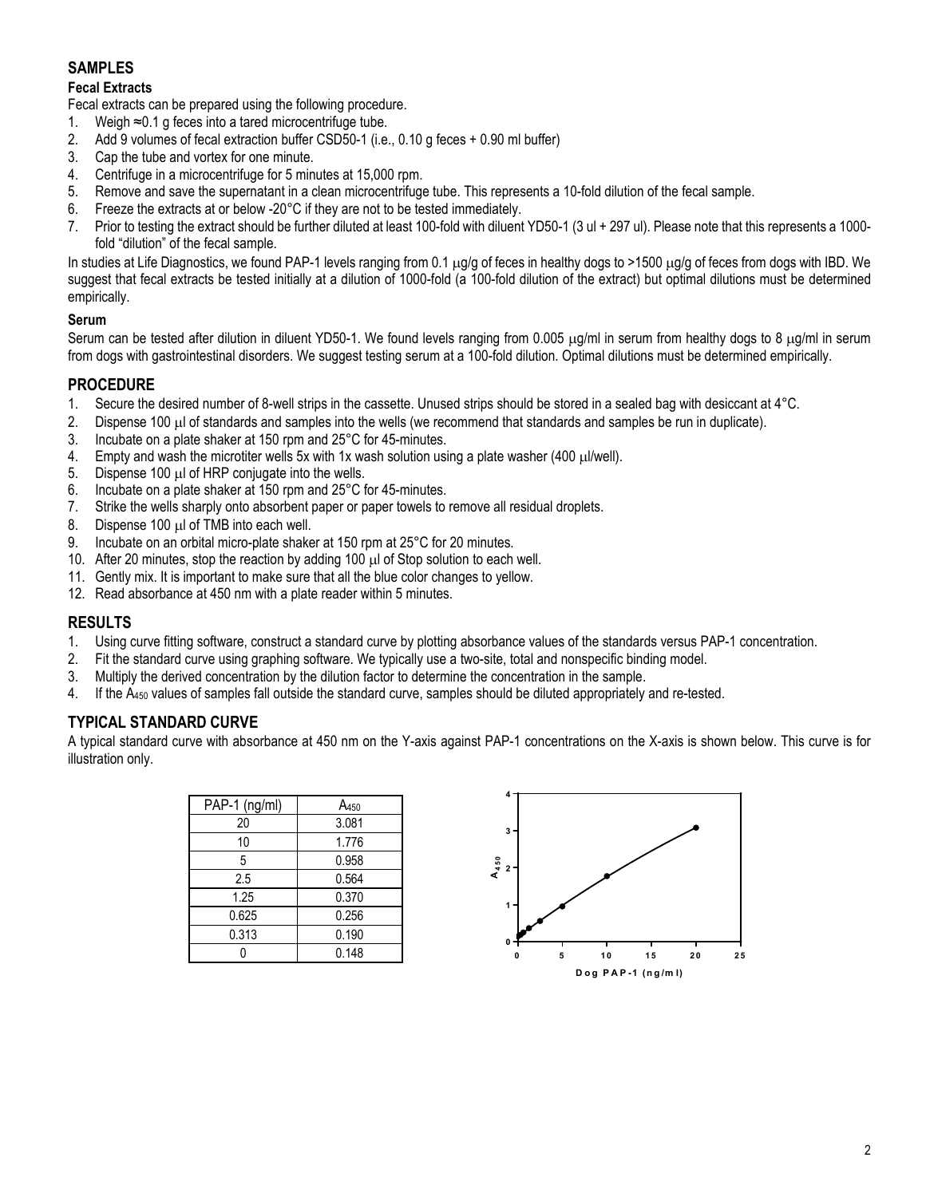## SAMPLES

### Fecal Extracts

Fecal extracts can be prepared using the following procedure.

1. Weigh ≈0.1 g feces into a tared microcentrifuge tube.
2. Add 9 volumes of fecal extraction buffer CSD50-1 (i.e., 0.10 g feces + 0.90 ml buffer)
3. Cap the tube and vortex for one minute.
4. Centrifuge in a microcentrifuge for 5 minutes at 15,000 rpm.
5. Remove and save the supernatant in a clean microcentrifuge tube. This represents a 10-fold dilution of the fecal sample.
6. Freeze the extracts at or below -20°C if they are not to be tested immediately.
7. Prior to testing the extract should be further diluted at least 100-fold with diluent YD50-1 (3 ul + 297 ul). Please note that this represents a 1000-fold "dilution" of the fecal sample.

In studies at Life Diagnostics, we found PAP-1 levels ranging from 0.1 μg/g of feces in healthy dogs to >1500 μg/g of feces from dogs with IBD. We suggest that fecal extracts be tested initially at a dilution of 1000-fold (a 100-fold dilution of the extract) but optimal dilutions must be determined empirically.

### Serum

Serum can be tested after dilution in diluent YD50-1. We found levels ranging from 0.005 μg/ml in serum from healthy dogs to 8 μg/ml in serum from dogs with gastrointestinal disorders. We suggest testing serum at a 100-fold dilution. Optimal dilutions must be determined empirically.

## PROCEDURE

1. Secure the desired number of 8-well strips in the cassette. Unused strips should be stored in a sealed bag with desiccant at 4°C.
2. Dispense 100 μl of standards and samples into the wells (we recommend that standards and samples be run in duplicate).
3. Incubate on a plate shaker at 150 rpm and 25°C for 45-minutes.
4. Empty and wash the microtiter wells 5x with 1x wash solution using a plate washer (400 μl/well).
5. Dispense 100 μl of HRP conjugate into the wells.
6. Incubate on a plate shaker at 150 rpm and 25°C for 45-minutes.
7. Strike the wells sharply onto absorbent paper or paper towels to remove all residual droplets.
8. Dispense 100 μl of TMB into each well.
9. Incubate on an orbital micro-plate shaker at 150 rpm at 25°C for 20 minutes.
10. After 20 minutes, stop the reaction by adding 100 μl of Stop solution to each well.
11. Gently mix. It is important to make sure that all the blue color changes to yellow.
12. Read absorbance at 450 nm with a plate reader within 5 minutes.

## RESULTS

1. Using curve fitting software, construct a standard curve by plotting absorbance values of the standards versus PAP-1 concentration.
2. Fit the standard curve using graphing software. We typically use a two-site, total and nonspecific binding model.
3. Multiply the derived concentration by the dilution factor to determine the concentration in the sample.
4. If the $A_{450}$ values of samples fall outside the standard curve, samples should be diluted appropriately and re-tested.

## TYPICAL STANDARD CURVE

A typical standard curve with absorbance at 450 nm on the Y-axis against PAP-1 concentrations on the X-axis is shown below. This curve is for illustration only.

| PAP-1 (ng/ml) | $A_{450}$ |
|---|---|
| 20 | 3.081 |
| 10 | 1.776 |
| 5 | 0.958 |
| 2.5 | 0.564 |
| 1.25 | 0.370 |
| 0.625 | 0.256 |
| 0.313 | 0.190 |
| 0 | 0.148 |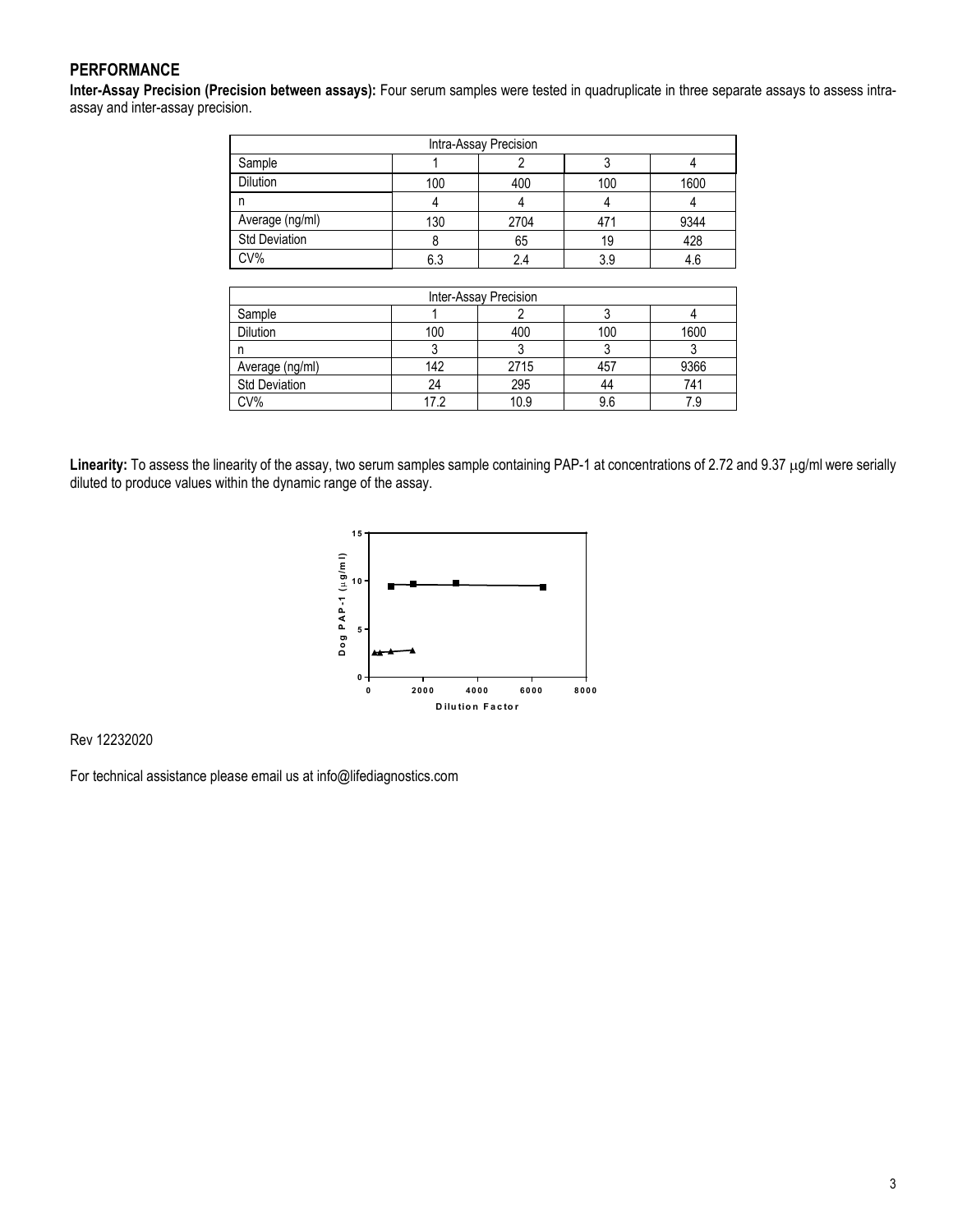## PERFORMANCE

**Inter-Assay Precision (Precision between assays):** Four serum samples were tested in quadruplicate in three separate assays to assess intra-assay and inter-assay precision.

| Intra-Assay Precision | | | | |
|---|---|---|---|---|
| Sample | 1 | 2 | 3 | 4 |
| Dilution | 100 | 400 | 100 | 1600 |
| n | 4 | 4 | 4 | 4 |
| Average (ng/ml) | 130 | 2704 | 471 | 9344 |
| Std Deviation | 8 | 65 | 19 | 428 |
| CV% | 6.3 | 2.4 | 3.9 | 4.6 |

| Inter-Assay Precision | | | | |
|---|---|---|---|---|
| Sample | 1 | 2 | 3 | 4 |
| Dilution | 100 | 400 | 100 | 1600 |
| n | 3 | 3 | 3 | 3 |
| Average (ng/ml) | 142 | 2715 | 457 | 9366 |
| Std Deviation | 24 | 295 | 44 | 741 |
| CV% | 17.2 | 10.9 | 9.6 | 7.9 |

**Linearity:** To assess the linearity of the assay, two serum samples sample containing PAP-1 at concentrations of 2.72 and 9.37 μg/ml were serially diluted to produce values within the dynamic range of the assay.

Dog PAP-1 (μg/ml)
15
10
5
0
0
2000
4000
6000
8000
Dilution Factor

Rev 12232020

For technical assistance please email us at info@lifediagnostics.com